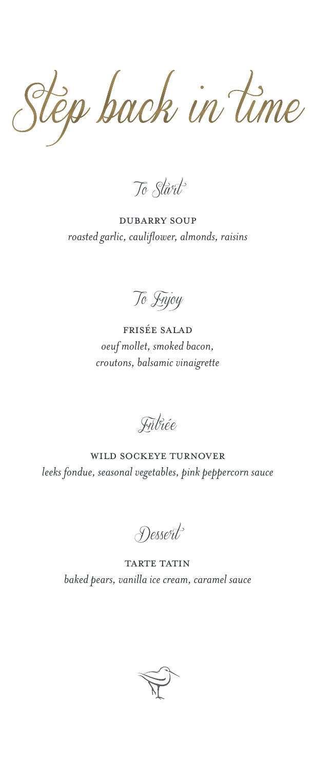# Step back in time

## To Start

DUBARRY SOUP
*roasted garlic, cauliflower, almonds, raisins*

## To Enjoy

FRISÉE SALAD
*oeuf mollet, smoked bacon,*
*croutons, balsamic vinaigrette*

## Entrée

WILD SOCKEYE TURNOVER
*leeks fondue, seasonal vegetables, pink peppercorn sauce*

## Dessert

TARTE TATIN
*baked pears, vanilla ice cream, caramel sauce*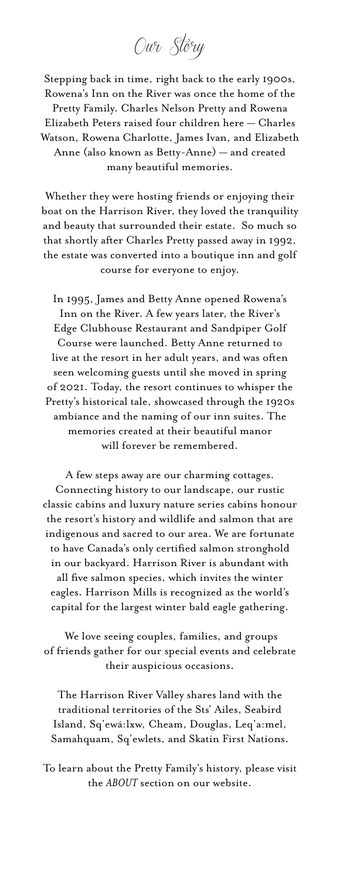# Our Story

Stepping back in time, right back to the early 1900s, Rowena's Inn on the River was once the home of the Pretty Family. Charles Nelson Pretty and Rowena Elizabeth Peters raised four children here — Charles Watson, Rowena Charlotte, James Ivan, and Elizabeth Anne (also known as Betty-Anne) — and created many beautiful memories.

Whether they were hosting friends or enjoying their boat on the Harrison River, they loved the tranquility and beauty that surrounded their estate. So much so that shortly after Charles Pretty passed away in 1992, the estate was converted into a boutique inn and golf course for everyone to enjoy.

In 1995, James and Betty Anne opened Rowena's Inn on the River. A few years later, the River's Edge Clubhouse Restaurant and Sandpiper Golf Course were launched. Betty Anne returned to live at the resort in her adult years, and was often seen welcoming guests until she moved in spring of 2021. Today, the resort continues to whisper the Pretty's historical tale, showcased through the 1920s ambiance and the naming of our inn suites. The memories created at their beautiful manor will forever be remembered.

A few steps away are our charming cottages. Connecting history to our landscape, our rustic classic cabins and luxury nature series cabins honour the resort's history and wildlife and salmon that are indigenous and sacred to our area. We are fortunate to have Canada's only certified salmon stronghold in our backyard. Harrison River is abundant with all five salmon species, which invites the winter eagles. Harrison Mills is recognized as the world's capital for the largest winter bald eagle gathering.

We love seeing couples, families, and groups of friends gather for our special events and celebrate their auspicious occasions.

The Harrison River Valley shares land with the traditional territories of the Sts' Ailes, Seabird Island, Sq'ewá:lxw, Cheam, Douglas, Leq'a:mel, Samahquam, Sq'ewlets, and Skatin First Nations.

To learn about the Pretty Family's history, please visit the *ABOUT* section on our website.